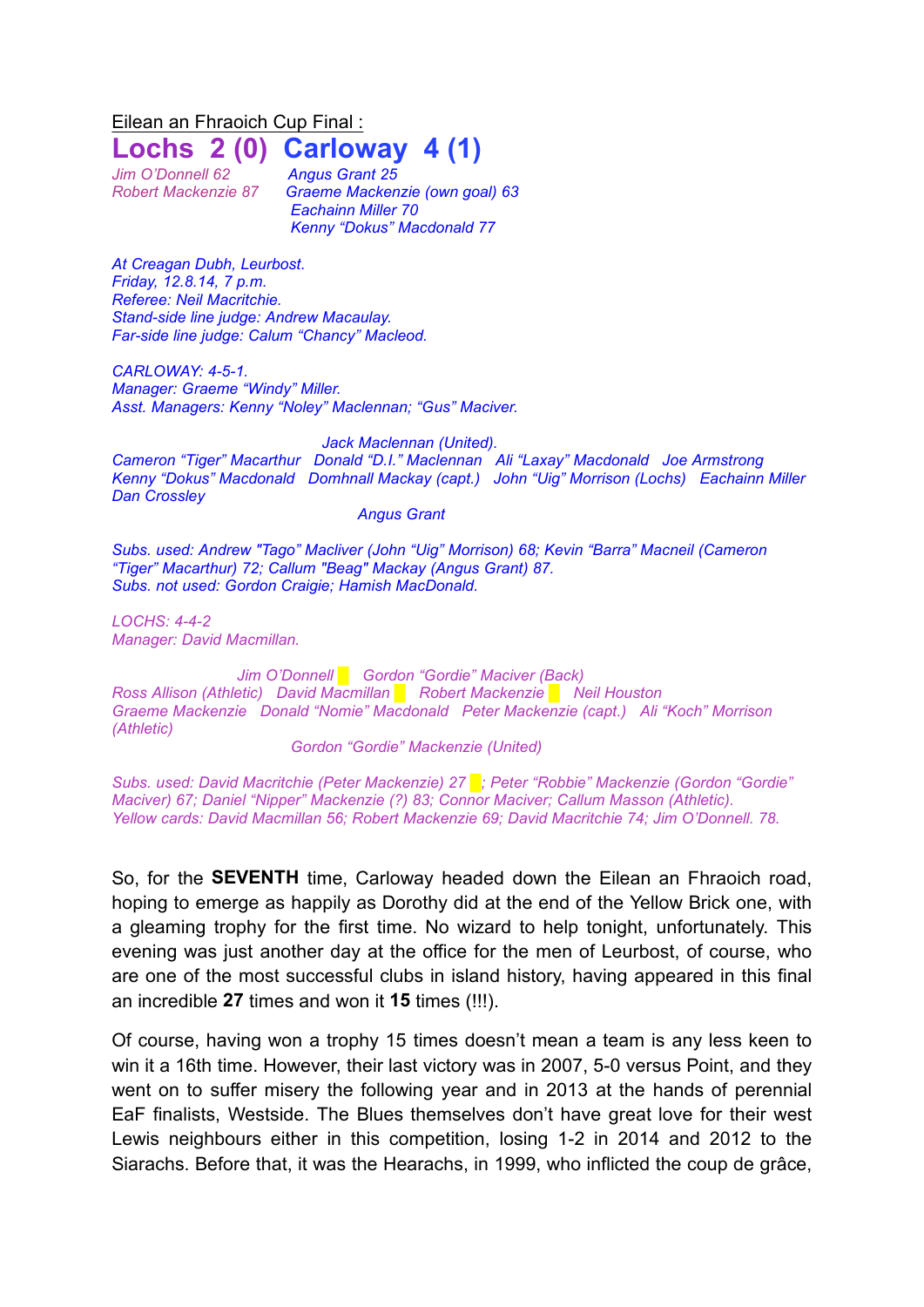Eilean an Fhraoich Cup Final :

# Lochs 2 (0) Carloway 4 (1)

*Jim O'Donnell 62*
*Robert Mackenzie 87*

*Angus Grant 25*
*Graeme Mackenzie (own goal) 63*
*Eachainn Miller 70*
*Kenny "Dokus" Macdonald 77*

*At Creagan Dubh, Leurbost.*
*Friday, 12.8.14, 7 p.m.*
*Referee: Neil Macritchie.*
*Stand-side line judge: Andrew Macaulay.*
*Far-side line judge: Calum "Chancy" Macleod.*

*CARLOWAY: 4-5-1.*
*Manager: Graeme "Windy" Miller.*
*Asst. Managers: Kenny "Noley" Maclennan; "Gus" Maciver.*

*Jack Maclennan (United).*
*Cameron "Tiger" Macarthur Donald "D.I." Maclennan Ali "Laxay" Macdonald Joe Armstrong*
*Kenny "Dokus" Macdonald Domhnall Mackay (capt.) John "Uig" Morrison (Lochs) Eachainn Miller*
*Dan Crossley*
*Angus Grant*

*Subs. used: Andrew "Tago" Maciver (John "Uig" Morrison) 68; Kevin "Barra" Macneil (Cameron "Tiger" Macarthur) 72; Callum "Beag" Mackay (Angus Grant) 87.*
*Subs. not used: Gordon Craigie; Hamish MacDonald.*

*LOCHS: 4-4-2*
*Manager: David Macmillan.*

*Jim O'Donnell Gordon "Gordie" Maciver (Back)*
*Ross Allison (Athletic) David Macmillan Robert Mackenzie Neil Houston*
*Graeme Mackenzie Donald "Nomie" Macdonald Peter Mackenzie (capt.) Ali "Koch" Morrison (Athletic)*
*Gordon "Gordie" Mackenzie (United)*

*Subs. used: David Macritchie (Peter Mackenzie) 27 ; Peter "Robbie" Mackenzie (Gordon "Gordie" Maciver) 67; Daniel "Nipper" Mackenzie (?) 83; Connor Maciver; Callum Masson (Athletic).*
*Yellow cards: David Macmillan 56; Robert Mackenzie 69; David Macritchie 74; Jim O'Donnell. 78.*

So, for the **SEVENTH** time, Carloway headed down the Eilean an Fhraoich road, hoping to emerge as happily as Dorothy did at the end of the Yellow Brick one, with a gleaming trophy for the first time. No wizard to help tonight, unfortunately. This evening was just another day at the office for the men of Leurbost, of course, who are one of the most successful clubs in island history, having appeared in this final an incredible **27** times and won it **15** times (!!!).

Of course, having won a trophy 15 times doesn't mean a team is any less keen to win it a 16th time. However, their last victory was in 2007, 5-0 versus Point, and they went on to suffer misery the following year and in 2013 at the hands of perennial EaF finalists, Westside. The Blues themselves don't have great love for their west Lewis neighbours either in this competition, losing 1-2 in 2014 and 2012 to the Siarachs. Before that, it was the Hearachs, in 1999, who inflicted the coup de grâce,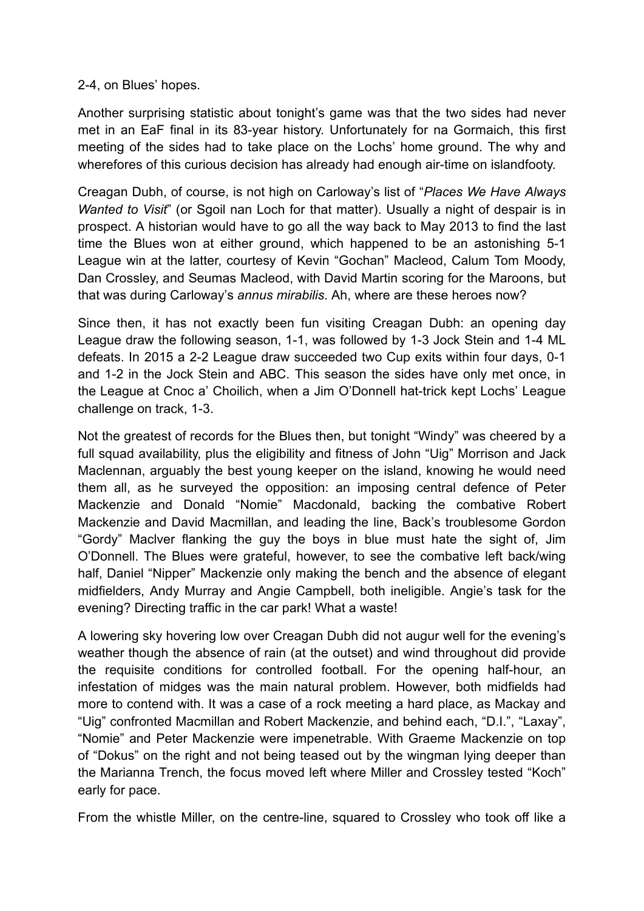2-4, on Blues' hopes.

Another surprising statistic about tonight's game was that the two sides had never met in an EaF final in its 83-year history. Unfortunately for na Gormaich, this first meeting of the sides had to take place on the Lochs' home ground. The why and wherefores of this curious decision has already had enough air-time on islandfooty.

Creagan Dubh, of course, is not high on Carloway's list of "*Places We Have Always Wanted to Visit*" (or Sgoil nan Loch for that matter). Usually a night of despair is in prospect. A historian would have to go all the way back to May 2013 to find the last time the Blues won at either ground, which happened to be an astonishing 5-1 League win at the latter, courtesy of Kevin "Gochan" Macleod, Calum Tom Moody, Dan Crossley, and Seumas Macleod, with David Martin scoring for the Maroons, but that was during Carloway's *annus mirabilis*. Ah, where are these heroes now?

Since then, it has not exactly been fun visiting Creagan Dubh: an opening day League draw the following season, 1-1, was followed by 1-3 Jock Stein and 1-4 ML defeats. In 2015 a 2-2 League draw succeeded two Cup exits within four days, 0-1 and 1-2 in the Jock Stein and ABC. This season the sides have only met once, in the League at Cnoc a' Choilich, when a Jim O'Donnell hat-trick kept Lochs' League challenge on track, 1-3.

Not the greatest of records for the Blues then, but tonight "Windy" was cheered by a full squad availability, plus the eligibility and fitness of John "Uig" Morrison and Jack Maclennan, arguably the best young keeper on the island, knowing he would need them all, as he surveyed the opposition: an imposing central defence of Peter Mackenzie and Donald "Nomie" Macdonald, backing the combative Robert Mackenzie and David Macmillan, and leading the line, Back's troublesome Gordon "Gordy" MacIver flanking the guy the boys in blue must hate the sight of, Jim O'Donnell. The Blues were grateful, however, to see the combative left back/wing half, Daniel "Nipper" Mackenzie only making the bench and the absence of elegant midfielders, Andy Murray and Angie Campbell, both ineligible. Angie's task for the evening? Directing traffic in the car park! What a waste!

A lowering sky hovering low over Creagan Dubh did not augur well for the evening's weather though the absence of rain (at the outset) and wind throughout did provide the requisite conditions for controlled football. For the opening half-hour, an infestation of midges was the main natural problem. However, both midfields had more to contend with. It was a case of a rock meeting a hard place, as Mackay and "Uig" confronted Macmillan and Robert Mackenzie, and behind each, "D.I.", "Laxay", "Nomie" and Peter Mackenzie were impenetrable. With Graeme Mackenzie on top of "Dokus" on the right and not being teased out by the wingman lying deeper than the Marianna Trench, the focus moved left where Miller and Crossley tested "Koch" early for pace.

From the whistle Miller, on the centre-line, squared to Crossley who took off like a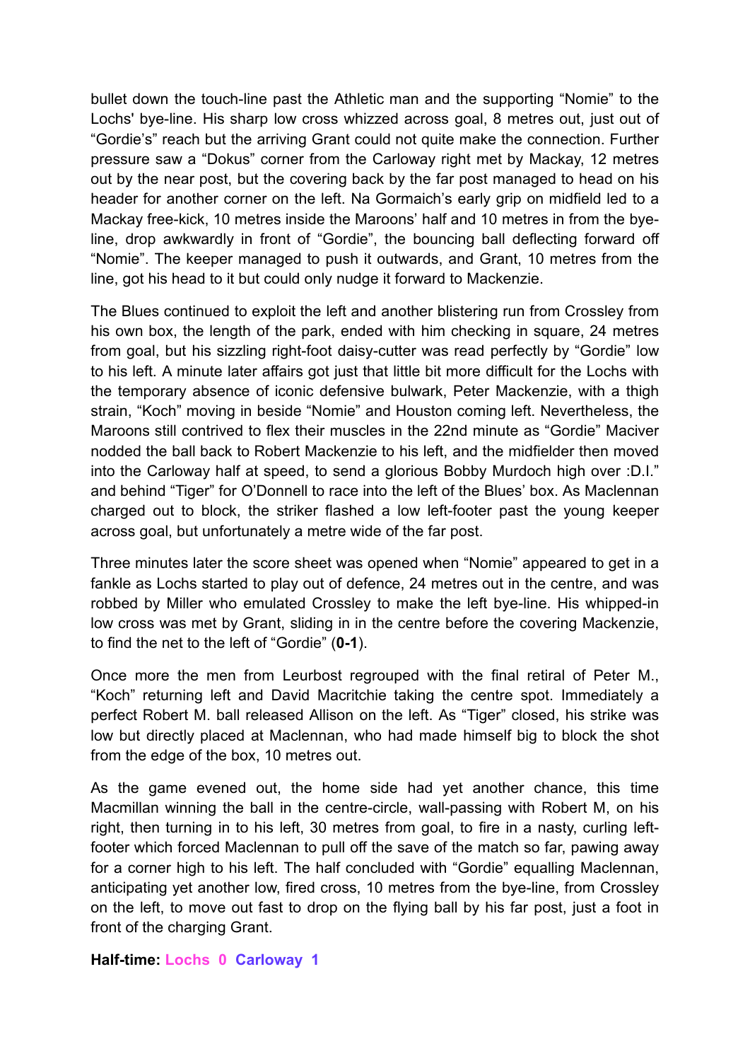bullet down the touch-line past the Athletic man and the supporting “Nomie” to the Lochs' bye-line. His sharp low cross whizzed across goal, 8 metres out, just out of “Gordie’s” reach but the arriving Grant could not quite make the connection. Further pressure saw a “Dokus” corner from the Carloway right met by Mackay, 12 metres out by the near post, but the covering back by the far post managed to head on his header for another corner on the left. Na Gormaich’s early grip on midfield led to a Mackay free-kick, 10 metres inside the Maroons’ half and 10 metres in from the bye-line, drop awkwardly in front of “Gordie”, the bouncing ball deflecting forward off “Nomie”. The keeper managed to push it outwards, and Grant, 10 metres from the line, got his head to it but could only nudge it forward to Mackenzie.

The Blues continued to exploit the left and another blistering run from Crossley from his own box, the length of the park, ended with him checking in square, 24 metres from goal, but his sizzling right-foot daisy-cutter was read perfectly by “Gordie” low to his left. A minute later affairs got just that little bit more difficult for the Lochs with the temporary absence of iconic defensive bulwark, Peter Mackenzie, with a thigh strain, “Koch” moving in beside “Nomie” and Houston coming left. Nevertheless, the Maroons still contrived to flex their muscles in the 22nd minute as “Gordie” Maciver nodded the ball back to Robert Mackenzie to his left, and the midfielder then moved into the Carloway half at speed, to send a glorious Bobby Murdoch high over :D.I.” and behind “Tiger” for O’Donnell to race into the left of the Blues’ box. As Maclennan charged out to block, the striker flashed a low left-footer past the young keeper across goal, but unfortunately a metre wide of the far post.

Three minutes later the score sheet was opened when “Nomie” appeared to get in a fankle as Lochs started to play out of defence, 24 metres out in the centre, and was robbed by Miller who emulated Crossley to make the left bye-line. His whipped-in low cross was met by Grant, sliding in in the centre before the covering Mackenzie, to find the net to the left of “Gordie” (**0-1**).

Once more the men from Leurbost regrouped with the final retiral of Peter M., “Koch” returning left and David Macritchie taking the centre spot. Immediately a perfect Robert M. ball released Allison on the left. As “Tiger” closed, his strike was low but directly placed at Maclennan, who had made himself big to block the shot from the edge of the box, 10 metres out.

As the game evened out, the home side had yet another chance, this time Macmillan winning the ball in the centre-circle, wall-passing with Robert M, on his right, then turning in to his left, 30 metres from goal, to fire in a nasty, curling left-footer which forced Maclennan to pull off the save of the match so far, pawing away for a corner high to his left. The half concluded with “Gordie” equalling Maclennan, anticipating yet another low, fired cross, 10 metres from the bye-line, from Crossley on the left, to move out fast to drop on the flying ball by his far post, just a foot in front of the charging Grant.

**Half-time: Lochs 0 Carloway 1**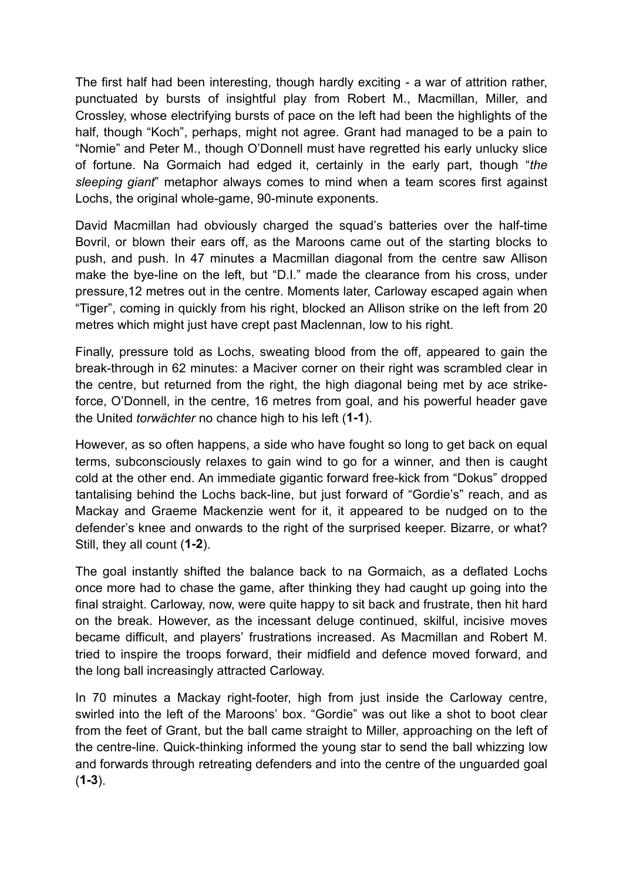The first half had been interesting, though hardly exciting - a war of attrition rather, punctuated by bursts of insightful play from Robert M., Macmillan, Miller, and Crossley, whose electrifying bursts of pace on the left had been the highlights of the half, though "Koch", perhaps, might not agree. Grant had managed to be a pain to "Nomie" and Peter M., though O'Donnell must have regretted his early unlucky slice of fortune. Na Gormaich had edged it, certainly in the early part, though "*the sleeping giant*" metaphor always comes to mind when a team scores first against Lochs, the original whole-game, 90-minute exponents.

David Macmillan had obviously charged the squad's batteries over the half-time Bovril, or blown their ears off, as the Maroons came out of the starting blocks to push, and push. In 47 minutes a Macmillan diagonal from the centre saw Allison make the bye-line on the left, but "D.I." made the clearance from his cross, under pressure,12 metres out in the centre. Moments later, Carloway escaped again when "Tiger", coming in quickly from his right, blocked an Allison strike on the left from 20 metres which might just have crept past Maclennan, low to his right.

Finally, pressure told as Lochs, sweating blood from the off, appeared to gain the break-through in 62 minutes: a Maciver corner on their right was scrambled clear in the centre, but returned from the right, the high diagonal being met by ace strike-force, O'Donnell, in the centre, 16 metres from goal, and his powerful header gave the United *torwächter* no chance high to his left (**1-1**).

However, as so often happens, a side who have fought so long to get back on equal terms, subconsciously relaxes to gain wind to go for a winner, and then is caught cold at the other end. An immediate gigantic forward free-kick from "Dokus" dropped tantalising behind the Lochs back-line, but just forward of "Gordie's" reach, and as Mackay and Graeme Mackenzie went for it, it appeared to be nudged on to the defender's knee and onwards to the right of the surprised keeper. Bizarre, or what? Still, they all count (**1-2**).

The goal instantly shifted the balance back to na Gormaich, as a deflated Lochs once more had to chase the game, after thinking they had caught up going into the final straight. Carloway, now, were quite happy to sit back and frustrate, then hit hard on the break. However, as the incessant deluge continued, skilful, incisive moves became difficult, and players' frustrations increased. As Macmillan and Robert M. tried to inspire the troops forward, their midfield and defence moved forward, and the long ball increasingly attracted Carloway.

In 70 minutes a Mackay right-footer, high from just inside the Carloway centre, swirled into the left of the Maroons' box. "Gordie" was out like a shot to boot clear from the feet of Grant, but the ball came straight to Miller, approaching on the left of the centre-line. Quick-thinking informed the young star to send the ball whizzing low and forwards through retreating defenders and into the centre of the unguarded goal (**1-3**).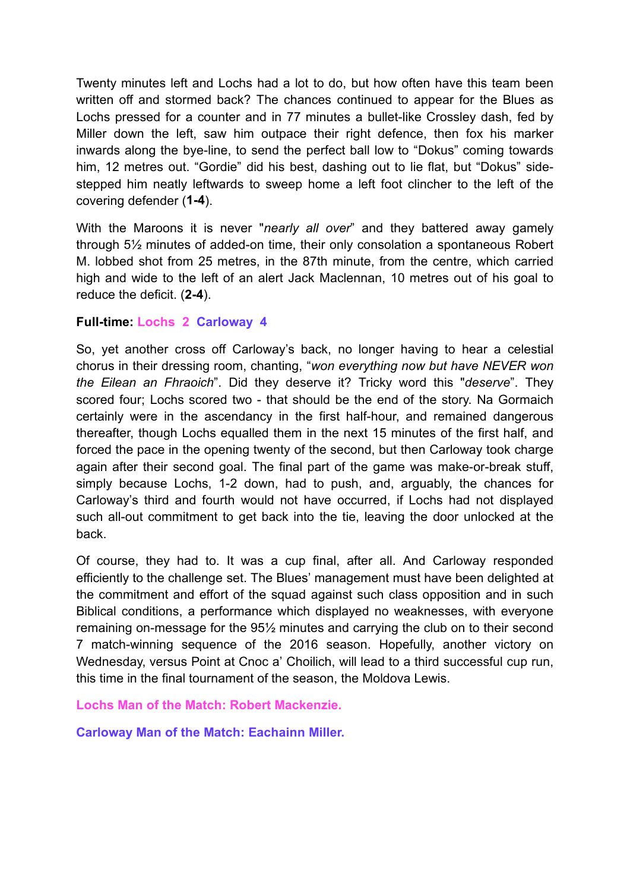Twenty minutes left and Lochs had a lot to do, but how often have this team been written off and stormed back? The chances continued to appear for the Blues as Lochs pressed for a counter and in 77 minutes a bullet-like Crossley dash, fed by Miller down the left, saw him outpace their right defence, then fox his marker inwards along the bye-line, to send the perfect ball low to "Dokus" coming towards him, 12 metres out. "Gordie" did his best, dashing out to lie flat, but "Dokus" side-stepped him neatly leftwards to sweep home a left foot clincher to the left of the covering defender (**1-4**).

With the Maroons it is never "*nearly all over*" and they battered away gamely through 5½ minutes of added-on time, their only consolation a spontaneous Robert M. lobbed shot from 25 metres, in the 87th minute, from the centre, which carried high and wide to the left of an alert Jack Maclennan, 10 metres out of his goal to reduce the deficit. (**2-4**).

**Full-time: Lochs 2 Carloway 4**

So, yet another cross off Carloway's back, no longer having to hear a celestial chorus in their dressing room, chanting, "*won everything now but have NEVER won the Eilean an Fhraoich*". Did they deserve it? Tricky word this "*deserve*". They scored four; Lochs scored two - that should be the end of the story. Na Gormaich certainly were in the ascendancy in the first half-hour, and remained dangerous thereafter, though Lochs equalled them in the next 15 minutes of the first half, and forced the pace in the opening twenty of the second, but then Carloway took charge again after their second goal. The final part of the game was make-or-break stuff, simply because Lochs, 1-2 down, had to push, and, arguably, the chances for Carloway's third and fourth would not have occurred, if Lochs had not displayed such all-out commitment to get back into the tie, leaving the door unlocked at the back.

Of course, they had to. It was a cup final, after all. And Carloway responded efficiently to the challenge set. The Blues' management must have been delighted at the commitment and effort of the squad against such class opposition and in such Biblical conditions, a performance which displayed no weaknesses, with everyone remaining on-message for the 95½ minutes and carrying the club on to their second 7 match-winning sequence of the 2016 season. Hopefully, another victory on Wednesday, versus Point at Cnoc a' Choilich, will lead to a third successful cup run, this time in the final tournament of the season, the Moldova Lewis.

**Lochs Man of the Match: Robert Mackenzie.**

**Carloway Man of the Match: Eachainn Miller.**